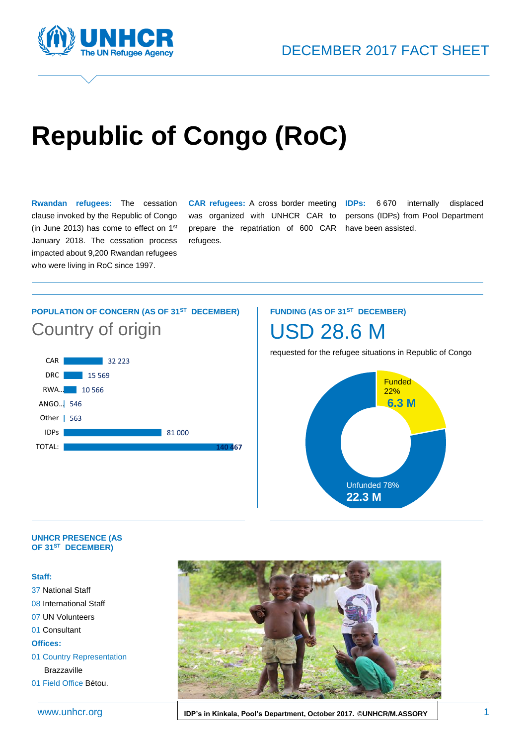DECEMBER 2017 FACT SHEET

# Republic of Congo (RoC)

**Rwandan refugees:** The cessation clause invoked by the Republic of Congo (in June 2013) has come to effect on 1st January 2018. The cessation process impacted about 9,200 Rwandan refugees who were living in RoC since 1997.

**CAR refugees:** A cross border meeting was organized with UNHCR CAR to prepare the repatriation of 600 CAR refugees.

**IDPs:** 6 670 internally displaced persons (IDPs) from Pool Department have been assisted.

## POPULATION OF CONCERN (AS OF 31ST DECEMBER)

### Country of origin

| Country of origin | Population |
|---|---|
| CAR | 32 223 |
| DRC | 15 569 |
| RWA... | 10 566 |
| ANGO... | 546 |
| Other | 563 |
| IDPs | 81 000 |
| TOTAL: | 140 467 |

## FUNDING (AS OF 31ST DECEMBER)

### USD 28.6 M

requested for the refugee situations in Republic of Congo

- Funded 22% – **6.3 M**
- Unfunded 78% – **22.3 M**

## UNHCR PRESENCE (AS OF 31ST DECEMBER)

**Staff:**

37 National Staff
08 International Staff
07 UN Volunteers
01 Consultant

**Offices:**

01 Country Representation Brazzaville
01 Field Office Bétou.

**IDP's in Kinkala, Pool's Department, October 2017. ©UNHCR/M.ASSORY**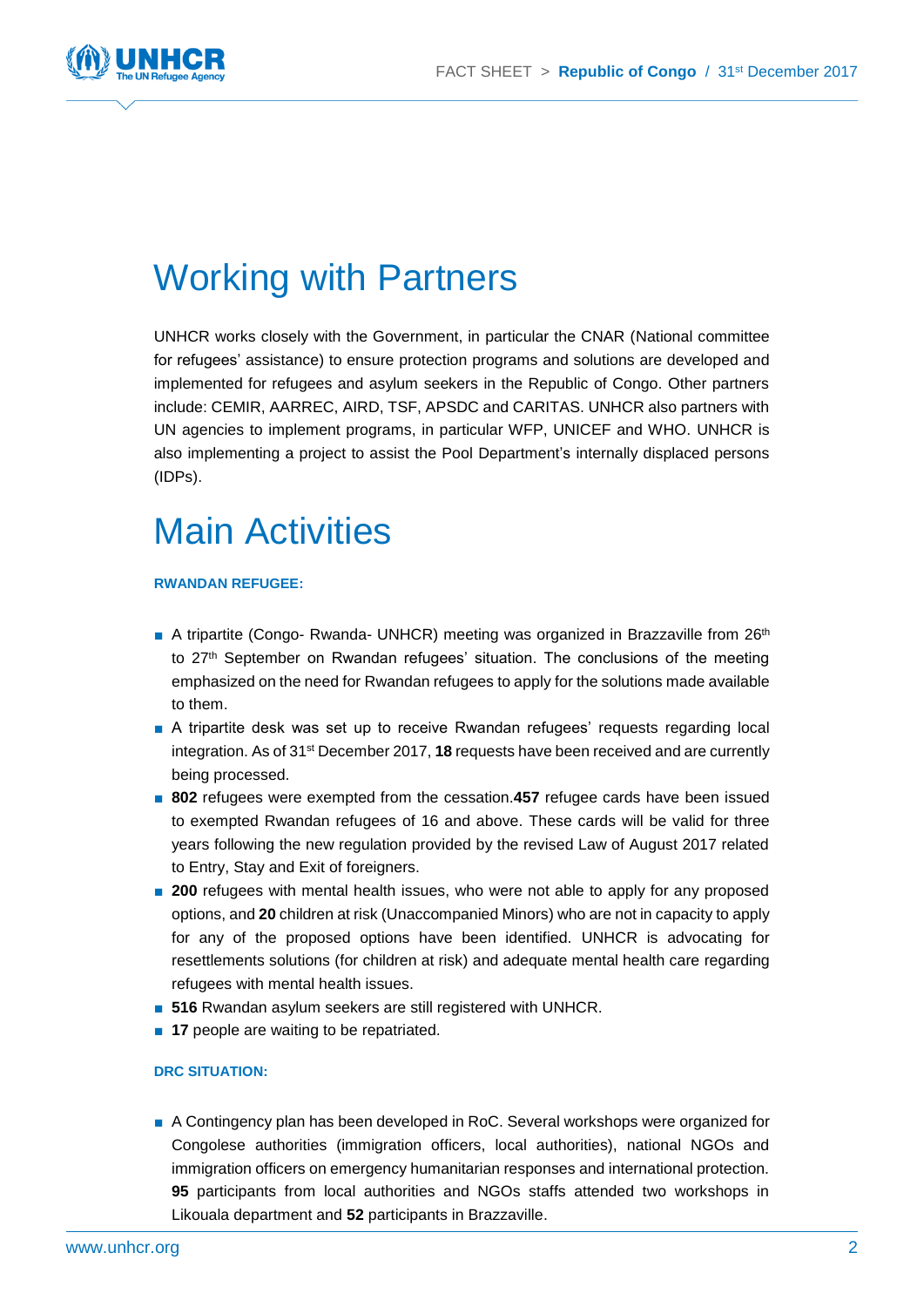# Working with Partners

UNHCR works closely with the Government, in particular the CNAR (National committee for refugees' assistance) to ensure protection programs and solutions are developed and implemented for refugees and asylum seekers in the Republic of Congo. Other partners include: CEMIR, AARREC, AIRD, TSF, APSDC and CARITAS. UNHCR also partners with UN agencies to implement programs, in particular WFP, UNICEF and WHO. UNHCR is also implementing a project to assist the Pool Department's internally displaced persons (IDPs).

# Main Activities

### RWANDAN REFUGEE:

- A tripartite (Congo- Rwanda- UNHCR) meeting was organized in Brazzaville from 26th to 27th September on Rwandan refugees' situation. The conclusions of the meeting emphasized on the need for Rwandan refugees to apply for the solutions made available to them.
- A tripartite desk was set up to receive Rwandan refugees' requests regarding local integration. As of 31st December 2017, **18** requests have been received and are currently being processed.
- **802** refugees were exempted from the cessation.**457** refugee cards have been issued to exempted Rwandan refugees of 16 and above. These cards will be valid for three years following the new regulation provided by the revised Law of August 2017 related to Entry, Stay and Exit of foreigners.
- **200** refugees with mental health issues, who were not able to apply for any proposed options, and **20** children at risk (Unaccompanied Minors) who are not in capacity to apply for any of the proposed options have been identified. UNHCR is advocating for resettlements solutions (for children at risk) and adequate mental health care regarding refugees with mental health issues.
- **516** Rwandan asylum seekers are still registered with UNHCR.
- **17** people are waiting to be repatriated.

### DRC SITUATION:

- A Contingency plan has been developed in RoC. Several workshops were organized for Congolese authorities (immigration officers, local authorities), national NGOs and immigration officers on emergency humanitarian responses and international protection. **95** participants from local authorities and NGOs staffs attended two workshops in Likouala department and **52** participants in Brazzaville.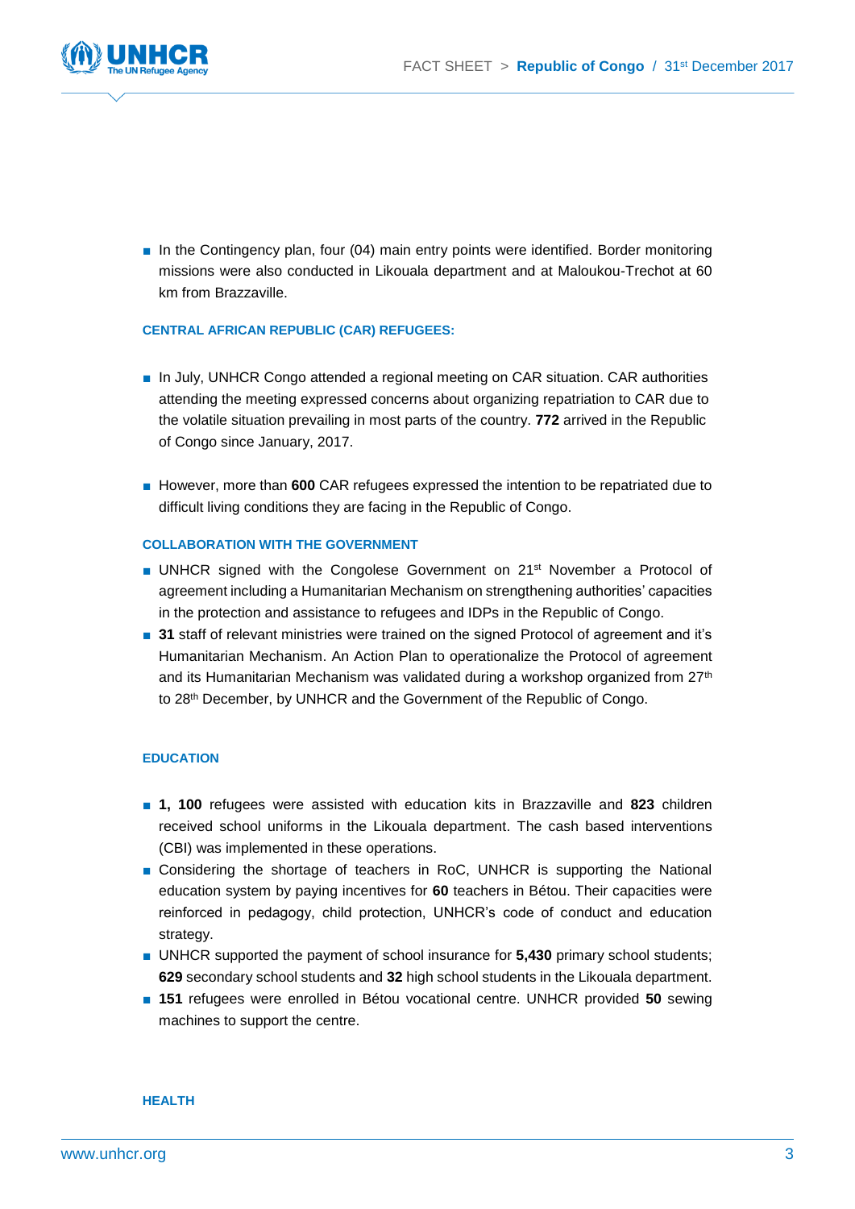- In the Contingency plan, four (04) main entry points were identified. Border monitoring missions were also conducted in Likouala department and at Maloukou-Trechot at 60 km from Brazzaville.

#### CENTRAL AFRICAN REPUBLIC (CAR) REFUGEES:

- In July, UNHCR Congo attended a regional meeting on CAR situation. CAR authorities attending the meeting expressed concerns about organizing repatriation to CAR due to the volatile situation prevailing in most parts of the country. **772** arrived in the Republic of Congo since January, 2017.

- However, more than **600** CAR refugees expressed the intention to be repatriated due to difficult living conditions they are facing in the Republic of Congo.

#### COLLABORATION WITH THE GOVERNMENT

- UNHCR signed with the Congolese Government on 21st November a Protocol of agreement including a Humanitarian Mechanism on strengthening authorities' capacities in the protection and assistance to refugees and IDPs in the Republic of Congo.
- **31** staff of relevant ministries were trained on the signed Protocol of agreement and it's Humanitarian Mechanism. An Action Plan to operationalize the Protocol of agreement and its Humanitarian Mechanism was validated during a workshop organized from 27th to 28th December, by UNHCR and the Government of the Republic of Congo.

#### EDUCATION

- **1, 100** refugees were assisted with education kits in Brazzaville and **823** children received school uniforms in the Likouala department. The cash based interventions (CBI) was implemented in these operations.
- Considering the shortage of teachers in RoC, UNHCR is supporting the National education system by paying incentives for **60** teachers in Bétou. Their capacities were reinforced in pedagogy, child protection, UNHCR's code of conduct and education strategy.
- UNHCR supported the payment of school insurance for **5,430** primary school students; **629** secondary school students and **32** high school students in the Likouala department.
- **151** refugees were enrolled in Bétou vocational centre. UNHCR provided **50** sewing machines to support the centre.

#### HEALTH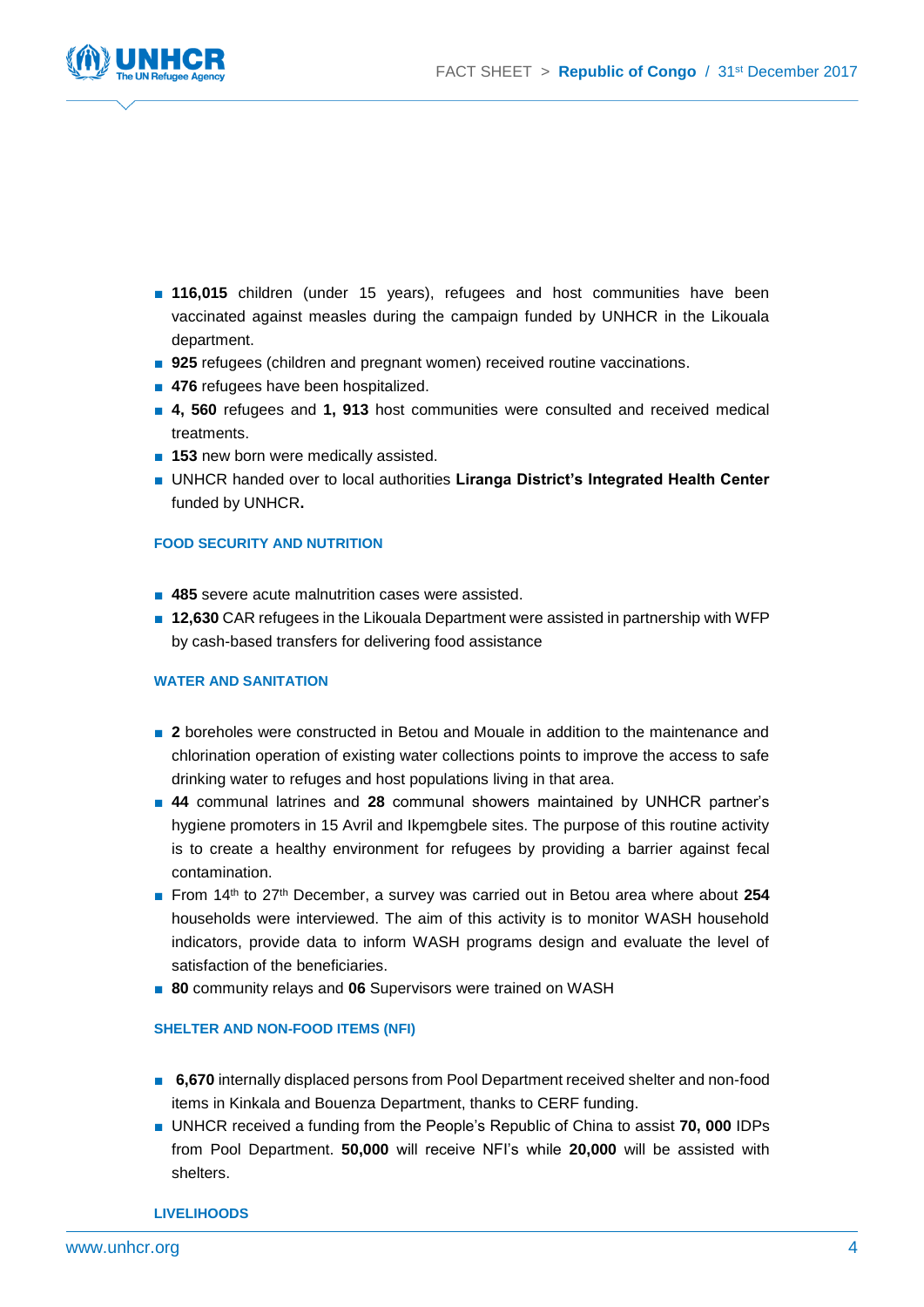- **116,015** children (under 15 years), refugees and host communities have been vaccinated against measles during the campaign funded by UNHCR in the Likouala department.
- **925** refugees (children and pregnant women) received routine vaccinations.
- **476** refugees have been hospitalized.
- **4, 560** refugees and **1, 913** host communities were consulted and received medical treatments.
- **153** new born were medically assisted.
- UNHCR handed over to local authorities **Liranga District's Integrated Health Center** funded by UNHCR**.**

#### FOOD SECURITY AND NUTRITION

- **485** severe acute malnutrition cases were assisted.
- **12,630** CAR refugees in the Likouala Department were assisted in partnership with WFP by cash-based transfers for delivering food assistance

#### WATER AND SANITATION

- **2** boreholes were constructed in Betou and Mouale in addition to the maintenance and chlorination operation of existing water collections points to improve the access to safe drinking water to refuges and host populations living in that area.
- **44** communal latrines and **28** communal showers maintained by UNHCR partner's hygiene promoters in 15 Avril and Ikpemgbele sites. The purpose of this routine activity is to create a healthy environment for refugees by providing a barrier against fecal contamination.
- From 14th to 27th December, a survey was carried out in Betou area where about **254** households were interviewed. The aim of this activity is to monitor WASH household indicators, provide data to inform WASH programs design and evaluate the level of satisfaction of the beneficiaries.
- **80** community relays and **06** Supervisors were trained on WASH

#### SHELTER AND NON-FOOD ITEMS (NFI)

- **6,670** internally displaced persons from Pool Department received shelter and non-food items in Kinkala and Bouenza Department, thanks to CERF funding.
- UNHCR received a funding from the People's Republic of China to assist **70, 000** IDPs from Pool Department. **50,000** will receive NFI's while **20,000** will be assisted with shelters.

#### LIVELIHOODS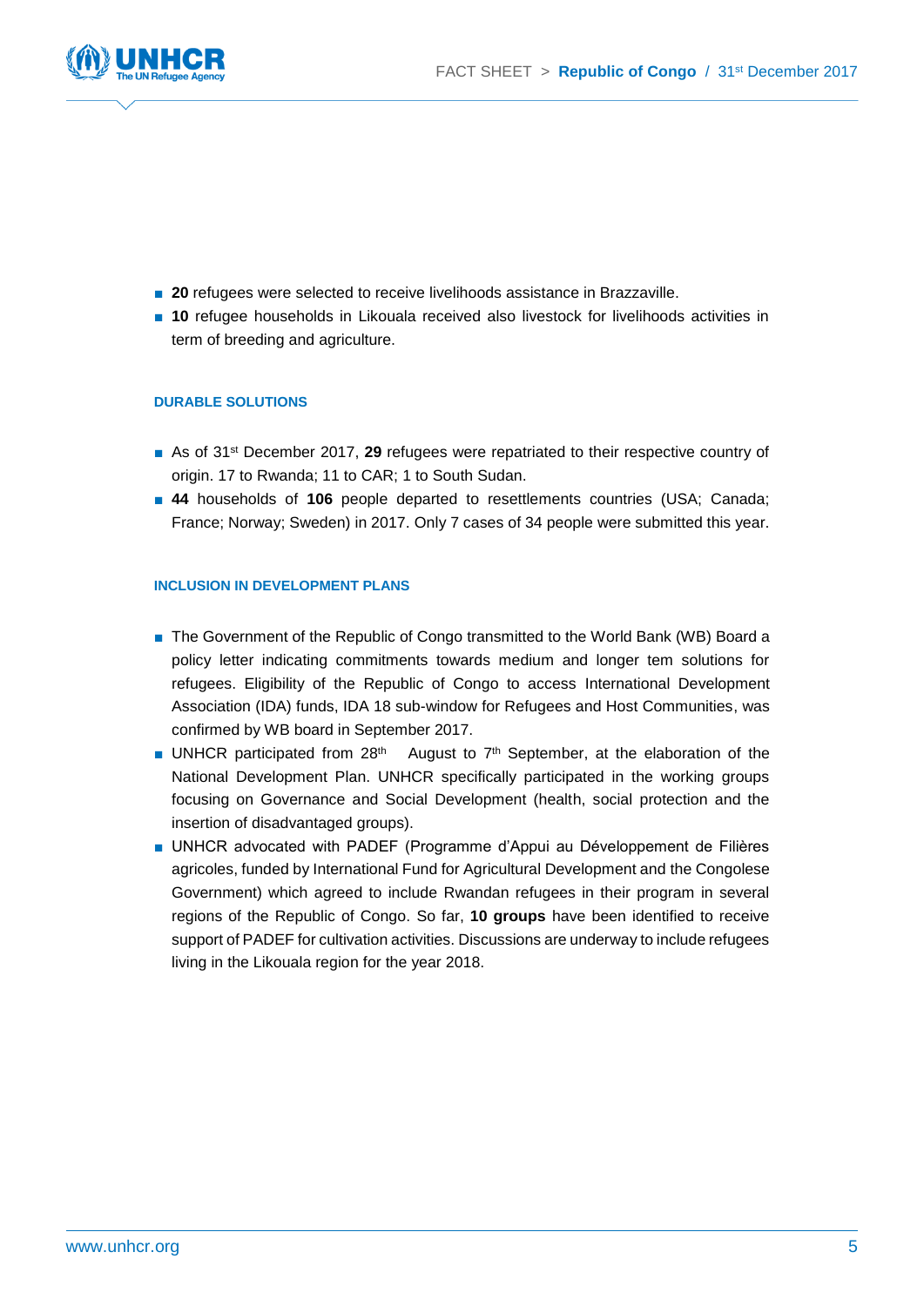- **20** refugees were selected to receive livelihoods assistance in Brazzaville.
- **10** refugee households in Likouala received also livestock for livelihoods activities in term of breeding and agriculture.

#### DURABLE SOLUTIONS

- As of 31st December 2017, **29** refugees were repatriated to their respective country of origin. 17 to Rwanda; 11 to CAR; 1 to South Sudan.
- **44** households of **106** people departed to resettlements countries (USA; Canada; France; Norway; Sweden) in 2017. Only 7 cases of 34 people were submitted this year.

#### INCLUSION IN DEVELOPMENT PLANS

- The Government of the Republic of Congo transmitted to the World Bank (WB) Board a policy letter indicating commitments towards medium and longer tem solutions for refugees. Eligibility of the Republic of Congo to access International Development Association (IDA) funds, IDA 18 sub-window for Refugees and Host Communities, was confirmed by WB board in September 2017.
- UNHCR participated from 28th August to 7th September, at the elaboration of the National Development Plan. UNHCR specifically participated in the working groups focusing on Governance and Social Development (health, social protection and the insertion of disadvantaged groups).
- UNHCR advocated with PADEF (Programme d'Appui au Développement de Filières agricoles, funded by International Fund for Agricultural Development and the Congolese Government) which agreed to include Rwandan refugees in their program in several regions of the Republic of Congo. So far, **10 groups** have been identified to receive support of PADEF for cultivation activities. Discussions are underway to include refugees living in the Likouala region for the year 2018.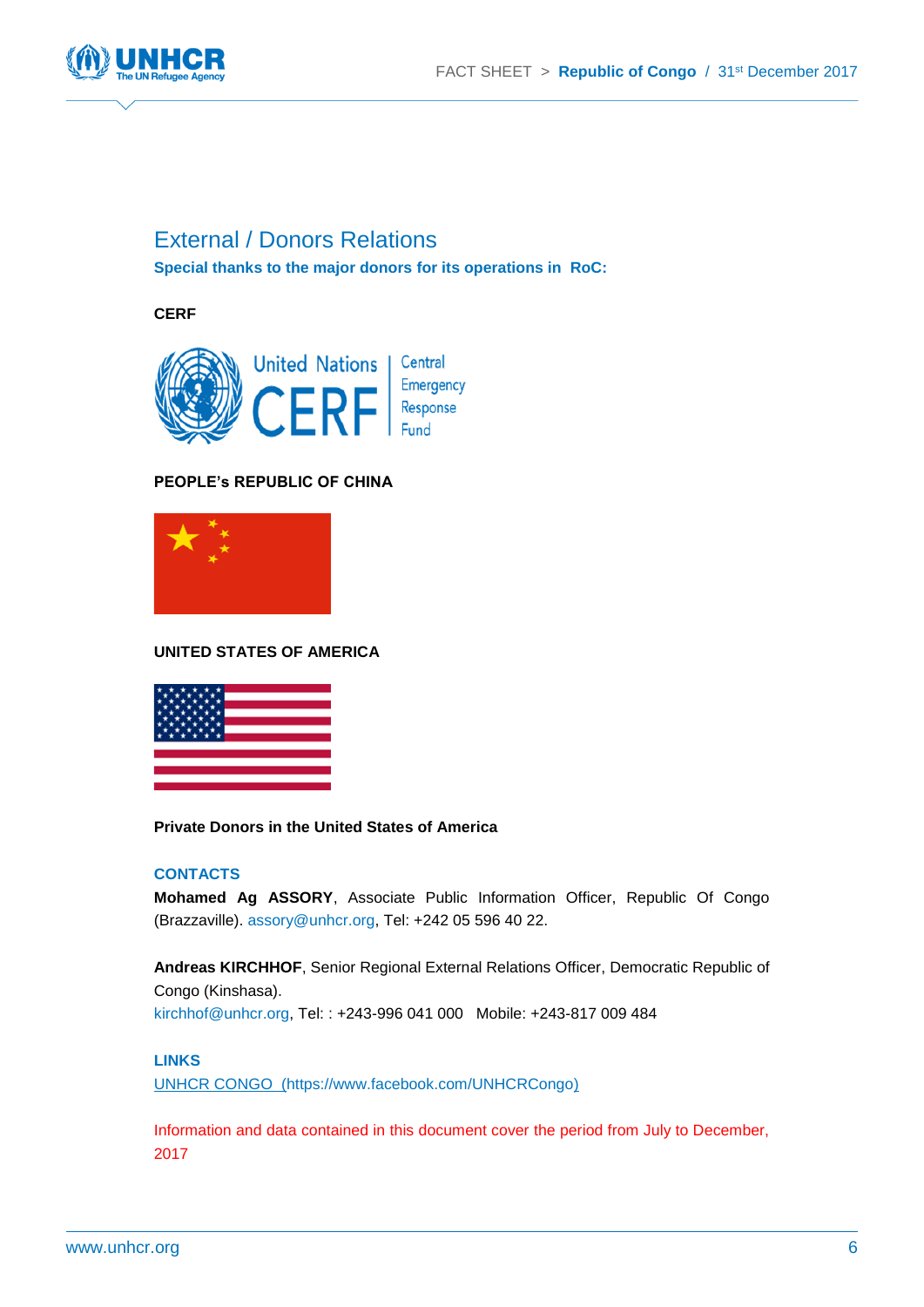## External / Donors Relations

**Special thanks to the major donors for its operations in RoC:**

**CERF**

**PEOPLE's REPUBLIC OF CHINA**

**UNITED STATES OF AMERICA**

**Private Donors in the United States of America**

**CONTACTS**

**Mohamed Ag ASSORY**, Associate Public Information Officer, Republic Of Congo (Brazzaville). assory@unhcr.org, Tel: +242 05 596 40 22.

**Andreas KIRCHHOF**, Senior Regional External Relations Officer, Democratic Republic of Congo (Kinshasa).
kirchhof@unhcr.org, Tel: : +243-996 041 000 Mobile: +243-817 009 484

**LINKS**

UNHCR CONGO (https://www.facebook.com/UNHCRCongo)

Information and data contained in this document cover the period from July to December, 2017